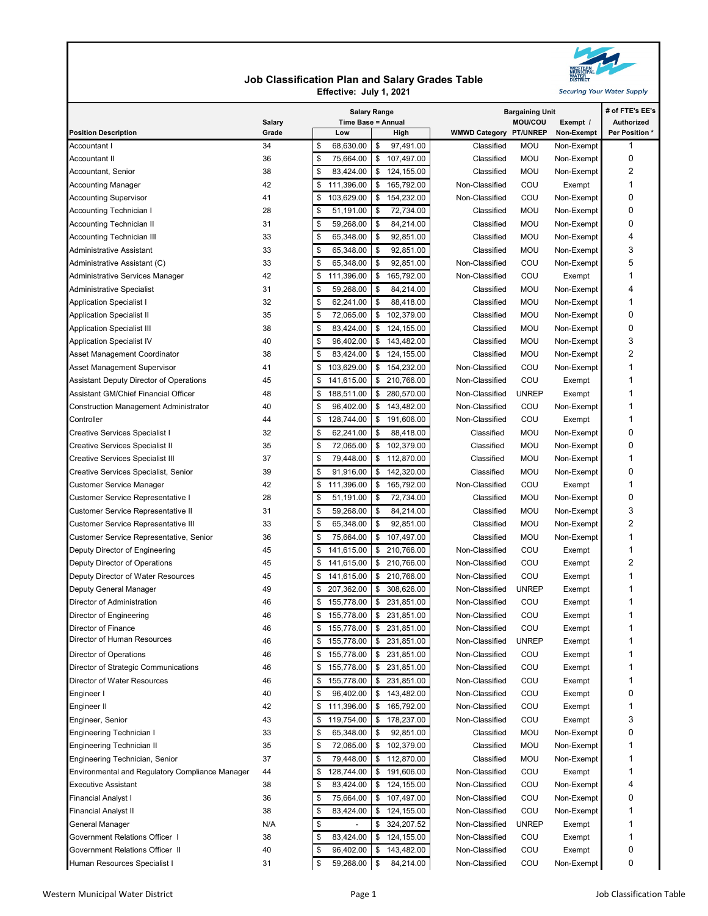# Job Classification Plan and Salary Grades Table

**Effective: July 1, 2021**

Western Municipal Water District — Securing Your Water Supply

| Position Description | Salary Grade | Salary Range Time Base = Annual | | WMWD Category | Bargaining Unit MOU/COU PT/UNREP | Exempt / Non-Exempt | # of FTE's EE's Authorized Per Position * |
|---|---|---|---|---|---|---|---|
| | | Low | High | | | | |
| Accountant I | 34 | $ 68,630.00 | $ 97,491.00 | Classified | MOU | Non-Exempt | 1 |
| Accountant II | 36 | $ 75,664.00 | $ 107,497.00 | Classified | MOU | Non-Exempt | 0 |
| Accountant, Senior | 38 | $ 83,424.00 | $ 124,155.00 | Classified | MOU | Non-Exempt | 2 |
| Accounting Manager | 42 | $ 111,396.00 | $ 165,792.00 | Non-Classified | COU | Exempt | 1 |
| Accounting Supervisor | 41 | $ 103,629.00 | $ 154,232.00 | Non-Classified | COU | Non-Exempt | 0 |
| Accounting Technician I | 28 | $ 51,191.00 | $ 72,734.00 | Classified | MOU | Non-Exempt | 0 |
| Accounting Technician II | 31 | $ 59,268.00 | $ 84,214.00 | Classified | MOU | Non-Exempt | 0 |
| Accounting Technician III | 33 | $ 65,348.00 | $ 92,851.00 | Classified | MOU | Non-Exempt | 4 |
| Administrative Assistant | 33 | $ 65,348.00 | $ 92,851.00 | Classified | MOU | Non-Exempt | 3 |
| Administrative Assistant (C) | 33 | $ 65,348.00 | $ 92,851.00 | Non-Classified | COU | Non-Exempt | 5 |
| Administrative Services Manager | 42 | $ 111,396.00 | $ 165,792.00 | Non-Classified | COU | Exempt | 1 |
| Administrative Specialist | 31 | $ 59,268.00 | $ 84,214.00 | Classified | MOU | Non-Exempt | 4 |
| Application Specialist I | 32 | $ 62,241.00 | $ 88,418.00 | Classified | MOU | Non-Exempt | 1 |
| Application Specialist II | 35 | $ 72,065.00 | $ 102,379.00 | Classified | MOU | Non-Exempt | 0 |
| Application Specialist III | 38 | $ 83,424.00 | $ 124,155.00 | Classified | MOU | Non-Exempt | 0 |
| Application Specialist IV | 40 | $ 96,402.00 | $ 143,482.00 | Classified | MOU | Non-Exempt | 3 |
| Asset Management Coordinator | 38 | $ 83,424.00 | $ 124,155.00 | Classified | MOU | Non-Exempt | 2 |
| Asset Management Supervisor | 41 | $ 103,629.00 | $ 154,232.00 | Non-Classified | COU | Non-Exempt | 1 |
| Assistant Deputy Director of Operations | 45 | $ 141,615.00 | $ 210,766.00 | Non-Classified | COU | Exempt | 1 |
| Assistant GM/Chief Financial Officer | 48 | $ 188,511.00 | $ 280,570.00 | Non-Classified | UNREP | Exempt | 1 |
| Construction Management Administrator | 40 | $ 96,402.00 | $ 143,482.00 | Non-Classified | COU | Non-Exempt | 1 |
| Controller | 44 | $ 128,744.00 | $ 191,606.00 | Non-Classified | COU | Exempt | 1 |
| Creative Services Specialist I | 32 | $ 62,241.00 | $ 88,418.00 | Classified | MOU | Non-Exempt | 0 |
| Creative Services Specialist II | 35 | $ 72,065.00 | $ 102,379.00 | Classified | MOU | Non-Exempt | 0 |
| Creative Services Specialist III | 37 | $ 79,448.00 | $ 112,870.00 | Classified | MOU | Non-Exempt | 1 |
| Creative Services Specialist, Senior | 39 | $ 91,916.00 | $ 142,320.00 | Classified | MOU | Non-Exempt | 0 |
| Customer Service Manager | 42 | $ 111,396.00 | $ 165,792.00 | Non-Classified | COU | Exempt | 1 |
| Customer Service Representative I | 28 | $ 51,191.00 | $ 72,734.00 | Classified | MOU | Non-Exempt | 0 |
| Customer Service Representative II | 31 | $ 59,268.00 | $ 84,214.00 | Classified | MOU | Non-Exempt | 3 |
| Customer Service Representative III | 33 | $ 65,348.00 | $ 92,851.00 | Classified | MOU | Non-Exempt | 2 |
| Customer Service Representative, Senior | 36 | $ 75,664.00 | $ 107,497.00 | Classified | MOU | Non-Exempt | 1 |
| Deputy Director of Engineering | 45 | $ 141,615.00 | $ 210,766.00 | Non-Classified | COU | Exempt | 1 |
| Deputy Director of Operations | 45 | $ 141,615.00 | $ 210,766.00 | Non-Classified | COU | Exempt | 2 |
| Deputy Director of Water Resources | 45 | $ 141,615.00 | $ 210,766.00 | Non-Classified | COU | Exempt | 1 |
| Deputy General Manager | 49 | $ 207,362.00 | $ 308,626.00 | Non-Classified | UNREP | Exempt | 1 |
| Director of Administration | 46 | $ 155,778.00 | $ 231,851.00 | Non-Classified | COU | Exempt | 1 |
| Director of Engineering | 46 | $ 155,778.00 | $ 231,851.00 | Non-Classified | COU | Exempt | 1 |
| Director of Finance | 46 | $ 155,778.00 | $ 231,851.00 | Non-Classified | COU | Exempt | 1 |
| Director of Human Resources | 46 | $ 155,778.00 | $ 231,851.00 | Non-Classified | UNREP | Exempt | 1 |
| Director of Operations | 46 | $ 155,778.00 | $ 231,851.00 | Non-Classified | COU | Exempt | 1 |
| Director of Strategic Communications | 46 | $ 155,778.00 | $ 231,851.00 | Non-Classified | COU | Exempt | 1 |
| Director of Water Resources | 46 | $ 155,778.00 | $ 231,851.00 | Non-Classified | COU | Exempt | 1 |
| Engineer I | 40 | $ 96,402.00 | $ 143,482.00 | Non-Classified | COU | Exempt | 0 |
| Engineer II | 42 | $ 111,396.00 | $ 165,792.00 | Non-Classified | COU | Exempt | 1 |
| Engineer, Senior | 43 | $ 119,754.00 | $ 178,237.00 | Non-Classified | COU | Exempt | 3 |
| Engineering Technician I | 33 | $ 65,348.00 | $ 92,851.00 | Classified | MOU | Non-Exempt | 0 |
| Engineering Technician II | 35 | $ 72,065.00 | $ 102,379.00 | Classified | MOU | Non-Exempt | 1 |
| Engineering Technician, Senior | 37 | $ 79,448.00 | $ 112,870.00 | Classified | MOU | Non-Exempt | 1 |
| Environmental and Regulatory Compliance Manager | 44 | $ 128,744.00 | $ 191,606.00 | Non-Classified | COU | Exempt | 1 |
| Executive Assistant | 38 | $ 83,424.00 | $ 124,155.00 | Non-Classified | COU | Non-Exempt | 4 |
| Financial Analyst I | 36 | $ 75,664.00 | $ 107,497.00 | Non-Classified | COU | Non-Exempt | 0 |
| Financial Analyst II | 38 | $ 83,424.00 | $ 124,155.00 | Non-Classified | COU | Non-Exempt | 1 |
| General Manager | N/A | $ - | $ 324,207.52 | Non-Classified | UNREP | Exempt | 1 |
| Government Relations Officer I | 38 | $ 83,424.00 | $ 124,155.00 | Non-Classified | COU | Exempt | 1 |
| Government Relations Officer II | 40 | $ 96,402.00 | $ 143,482.00 | Non-Classified | COU | Exempt | 0 |
| Human Resources Specialist I | 31 | $ 59,268.00 | $ 84,214.00 | Non-Classified | COU | Non-Exempt | 0 |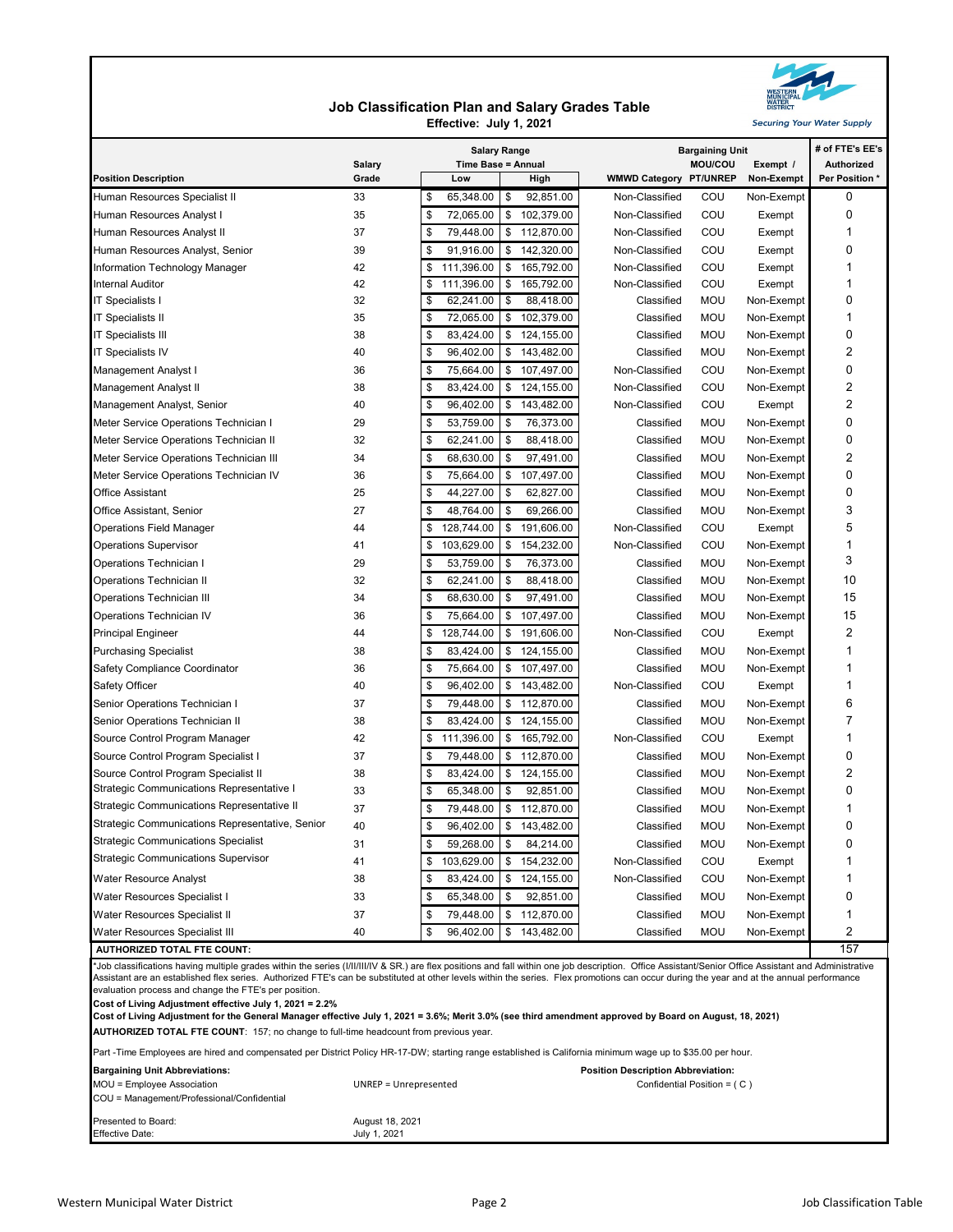## Job Classification Plan and Salary Grades Table

**Effective: July 1, 2021**

WESTERN MUNICIPAL WATER DISTRICT
*Securing Your Water Supply*

| Position Description | Salary Grade | Salary Range Time Base = Annual Low | High | WMWD Category | Bargaining Unit MOU/COU PT/UNREP | Exempt / Non-Exempt | # of FTE's EE's Authorized Per Position * |
|---|---|---|---|---|---|---|---|
| Human Resources Specialist II | 33 | $ 65,348.00 | $ 92,851.00 | Non-Classified | COU | Non-Exempt | 0 |
| Human Resources Analyst I | 35 | $ 72,065.00 | $ 102,379.00 | Non-Classified | COU | Exempt | 0 |
| Human Resources Analyst II | 37 | $ 79,448.00 | $ 112,870.00 | Non-Classified | COU | Exempt | 1 |
| Human Resources Analyst, Senior | 39 | $ 91,916.00 | $ 142,320.00 | Non-Classified | COU | Exempt | 0 |
| Information Technology Manager | 42 | $ 111,396.00 | $ 165,792.00 | Non-Classified | COU | Exempt | 1 |
| Internal Auditor | 42 | $ 111,396.00 | $ 165,792.00 | Non-Classified | COU | Exempt | 1 |
| IT Specialists I | 32 | $ 62,241.00 | $ 88,418.00 | Classified | MOU | Non-Exempt | 0 |
| IT Specialists II | 35 | $ 72,065.00 | $ 102,379.00 | Classified | MOU | Non-Exempt | 1 |
| IT Specialists III | 38 | $ 83,424.00 | $ 124,155.00 | Classified | MOU | Non-Exempt | 0 |
| IT Specialists IV | 40 | $ 96,402.00 | $ 143,482.00 | Classified | MOU | Non-Exempt | 2 |
| Management Analyst I | 36 | $ 75,664.00 | $ 107,497.00 | Non-Classified | COU | Non-Exempt | 0 |
| Management Analyst II | 38 | $ 83,424.00 | $ 124,155.00 | Non-Classified | COU | Non-Exempt | 2 |
| Management Analyst, Senior | 40 | $ 96,402.00 | $ 143,482.00 | Non-Classified | COU | Exempt | 2 |
| Meter Service Operations Technician I | 29 | $ 53,759.00 | $ 76,373.00 | Classified | MOU | Non-Exempt | 0 |
| Meter Service Operations Technician II | 32 | $ 62,241.00 | $ 88,418.00 | Classified | MOU | Non-Exempt | 0 |
| Meter Service Operations Technician III | 34 | $ 68,630.00 | $ 97,491.00 | Classified | MOU | Non-Exempt | 2 |
| Meter Service Operations Technician IV | 36 | $ 75,664.00 | $ 107,497.00 | Classified | MOU | Non-Exempt | 0 |
| Office Assistant | 25 | $ 44,227.00 | $ 62,827.00 | Classified | MOU | Non-Exempt | 0 |
| Office Assistant, Senior | 27 | $ 48,764.00 | $ 69,266.00 | Classified | MOU | Non-Exempt | 3 |
| Operations Field Manager | 44 | $ 128,744.00 | $ 191,606.00 | Non-Classified | COU | Exempt | 5 |
| Operations Supervisor | 41 | $ 103,629.00 | $ 154,232.00 | Non-Classified | COU | Non-Exempt | 1 |
| Operations Technician I | 29 | $ 53,759.00 | $ 76,373.00 | Classified | MOU | Non-Exempt | 3 |
| Operations Technician II | 32 | $ 62,241.00 | $ 88,418.00 | Classified | MOU | Non-Exempt | 10 |
| Operations Technician III | 34 | $ 68,630.00 | $ 97,491.00 | Classified | MOU | Non-Exempt | 15 |
| Operations Technician IV | 36 | $ 75,664.00 | $ 107,497.00 | Classified | MOU | Non-Exempt | 15 |
| Principal Engineer | 44 | $ 128,744.00 | $ 191,606.00 | Non-Classified | COU | Exempt | 2 |
| Purchasing Specialist | 38 | $ 83,424.00 | $ 124,155.00 | Classified | MOU | Non-Exempt | 1 |
| Safety Compliance Coordinator | 36 | $ 75,664.00 | $ 107,497.00 | Classified | MOU | Non-Exempt | 1 |
| Safety Officer | 40 | $ 96,402.00 | $ 143,482.00 | Non-Classified | COU | Exempt | 1 |
| Senior Operations Technician I | 37 | $ 79,448.00 | $ 112,870.00 | Classified | MOU | Non-Exempt | 6 |
| Senior Operations Technician II | 38 | $ 83,424.00 | $ 124,155.00 | Classified | MOU | Non-Exempt | 7 |
| Source Control Program Manager | 42 | $ 111,396.00 | $ 165,792.00 | Non-Classified | COU | Exempt | 1 |
| Source Control Program Specialist I | 37 | $ 79,448.00 | $ 112,870.00 | Classified | MOU | Non-Exempt | 0 |
| Source Control Program Specialist II | 38 | $ 83,424.00 | $ 124,155.00 | Classified | MOU | Non-Exempt | 2 |
| Strategic Communications Representative I | 33 | $ 65,348.00 | $ 92,851.00 | Classified | MOU | Non-Exempt | 0 |
| Strategic Communications Representative II | 37 | $ 79,448.00 | $ 112,870.00 | Classified | MOU | Non-Exempt | 1 |
| Strategic Communications Representative, Senior | 40 | $ 96,402.00 | $ 143,482.00 | Classified | MOU | Non-Exempt | 0 |
| Strategic Communications Specialist | 31 | $ 59,268.00 | $ 84,214.00 | Classified | MOU | Non-Exempt | 0 |
| Strategic Communications Supervisor | 41 | $ 103,629.00 | $ 154,232.00 | Non-Classified | COU | Exempt | 1 |
| Water Resource Analyst | 38 | $ 83,424.00 | $ 124,155.00 | Non-Classified | COU | Non-Exempt | 1 |
| Water Resources Specialist I | 33 | $ 65,348.00 | $ 92,851.00 | Classified | MOU | Non-Exempt | 0 |
| Water Resources Specialist II | 37 | $ 79,448.00 | $ 112,870.00 | Classified | MOU | Non-Exempt | 1 |
| Water Resources Specialist III | 40 | $ 96,402.00 | $ 143,482.00 | Classified | MOU | Non-Exempt | 2 |
| **AUTHORIZED TOTAL FTE COUNT:** | | | | | | | 157 |

*Job classifications having multiple grades within the series (I/II/III/IV & SR.) are flex positions and fall within one job description. Office Assistant/Senior Office Assistant and Administrative Assistant are an established flex series. Authorized FTE's can be substituted at other levels within the series. Flex promotions can occur during the year and at the annual performance evaluation process and change the FTE's per position.

**Cost of Living Adjustment effective July 1, 2021 = 2.2%**

**Cost of Living Adjustment for the General Manager effective July 1, 2021 = 3.6%; Merit 3.0% (see third amendment approved by Board on August, 18, 2021)**

**AUTHORIZED TOTAL FTE COUNT**: 157; no change to full-time headcount from previous year.

Part -Time Employees are hired and compensated per District Policy HR-17-DW; starting range established is California minimum wage up to $35.00 per hour.

**Bargaining Unit Abbreviations:**

MOU = Employee Association

UNREP = Unrepresented

COU = Management/Professional/Confidential

**Position Description Abbreviation:**

Confidential Position = ( C )

Presented to Board: August 18, 2021

Effective Date: July 1, 2021